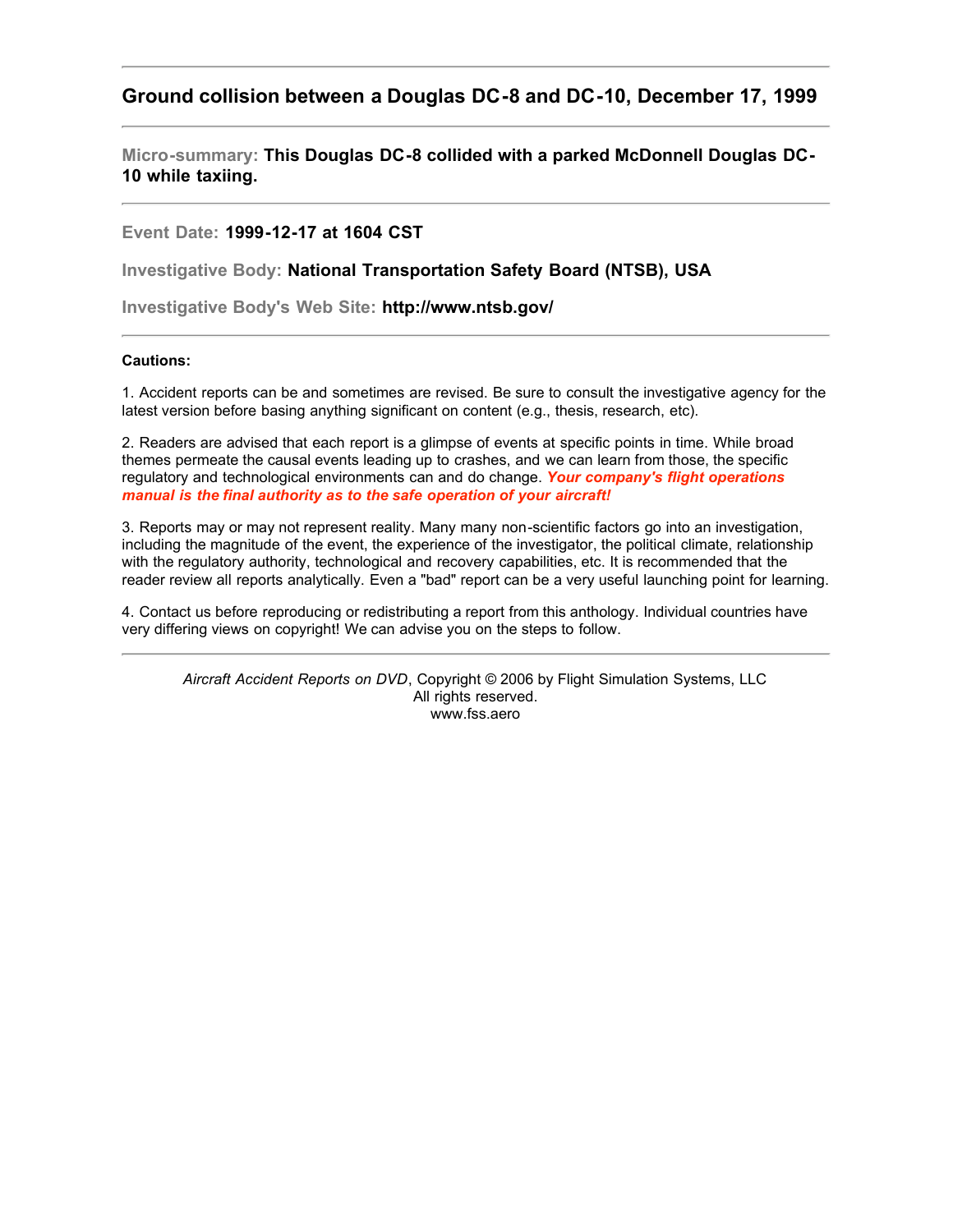## Ground collision between a Douglas DC-8 and DC-10, December 17, 1999

---

**Micro-summary:** **This Douglas DC-8 collided with a parked McDonnell Douglas DC-10 while taxiing.**

---

**Event Date:** **1999-12-17 at 1604 CST**

**Investigative Body:** **National Transportation Safety Board (NTSB), USA**

**Investigative Body's Web Site:** **http://www.ntsb.gov/**

---

**Cautions:**

1. Accident reports can be and sometimes are revised. Be sure to consult the investigative agency for the latest version before basing anything significant on content (e.g., thesis, research, etc).

2. Readers are advised that each report is a glimpse of events at specific points in time. While broad themes permeate the causal events leading up to crashes, and we can learn from those, the specific regulatory and technological environments can and do change. ***Your company's flight operations manual is the final authority as to the safe operation of your aircraft!***

3. Reports may or may not represent reality. Many many non-scientific factors go into an investigation, including the magnitude of the event, the experience of the investigator, the political climate, relationship with the regulatory authority, technological and recovery capabilities, etc. It is recommended that the reader review all reports analytically. Even a "bad" report can be a very useful launching point for learning.

4. Contact us before reproducing or redistributing a report from this anthology. Individual countries have very differing views on copyright! We can advise you on the steps to follow.

---

*Aircraft Accident Reports on DVD*, Copyright © 2006 by Flight Simulation Systems, LLC
All rights reserved.
www.fss.aero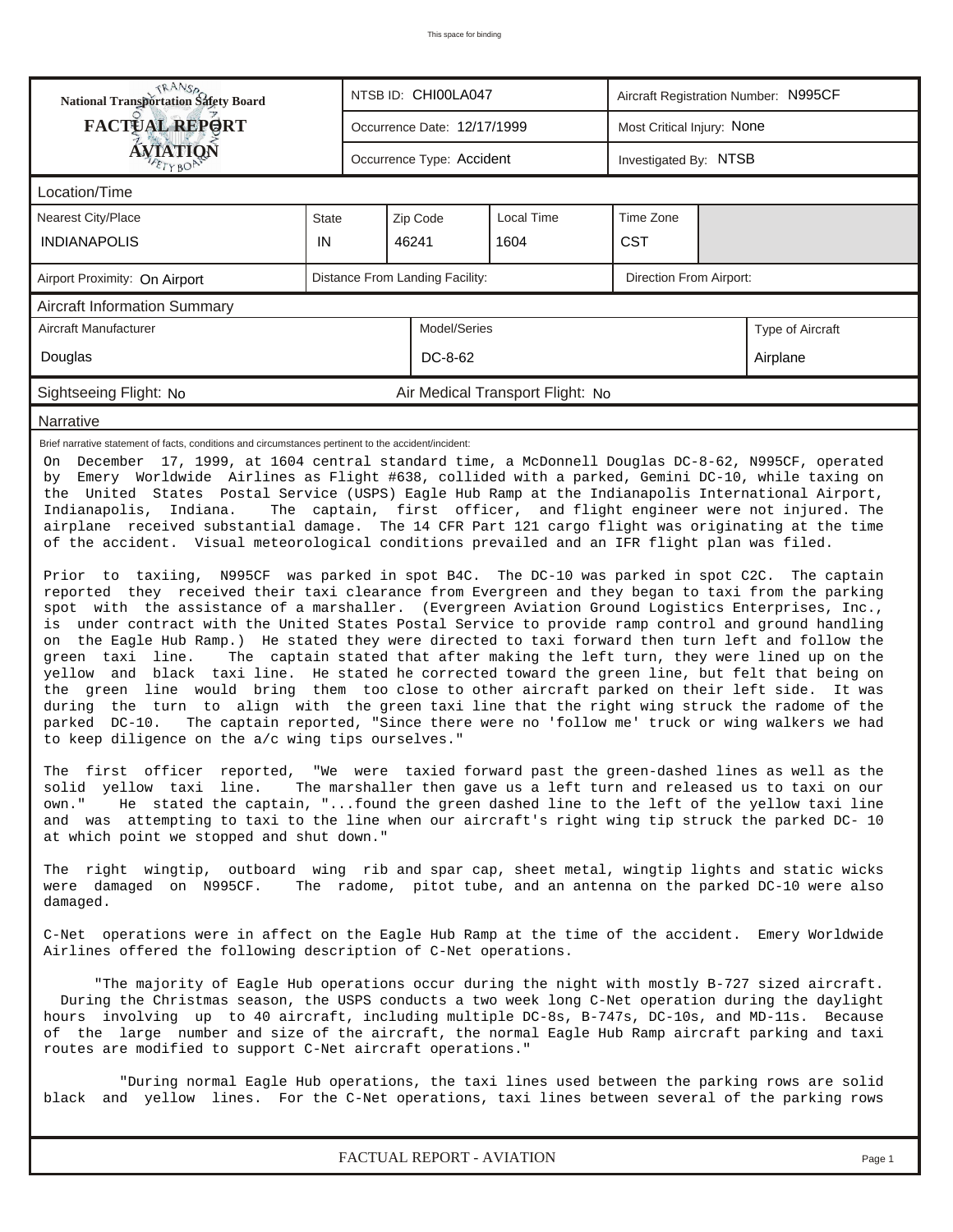| National Transportation Safety Board FACTUAL REPORT AVIATION | NTSB ID: CHI00LA047 | Aircraft Registration Number: N995CF |
| --- | --- | --- |
| | Occurrence Date: 12/17/1999 | Most Critical Injury: None |
| | Occurrence Type: Accident | Investigated By: NTSB |

## Location/Time

| Nearest City/Place | State | Zip Code | Local Time | Time Zone |
| --- | --- | --- | --- | --- |
| INDIANAPOLIS | IN | 46241 | 1604 | CST |

| Airport Proximity: On Airport | Distance From Landing Facility: | Direction From Airport: |
| --- | --- | --- |

## Aircraft Information Summary

| Aircraft Manufacturer | Model/Series | Type of Aircraft |
| --- | --- | --- |
| Douglas | DC-8-62 | Airplane |

Sightseeing Flight: No    Air Medical Transport Flight: No

## Narrative

Brief narrative statement of facts, conditions and circumstances pertinent to the accident/incident:

On December 17, 1999, at 1604 central standard time, a McDonnell Douglas DC-8-62, N995CF, operated by Emery Worldwide Airlines as Flight #638, collided with a parked, Gemini DC-10, while taxing on the United States Postal Service (USPS) Eagle Hub Ramp at the Indianapolis International Airport, Indianapolis, Indiana. The captain, first officer, and flight engineer were not injured. The airplane received substantial damage. The 14 CFR Part 121 cargo flight was originating at the time of the accident. Visual meteorological conditions prevailed and an IFR flight plan was filed.

Prior to taxiing, N995CF was parked in spot B4C. The DC-10 was parked in spot C2C. The captain reported they received their taxi clearance from Evergreen and they began to taxi from the parking spot with the assistance of a marshaller. (Evergreen Aviation Ground Logistics Enterprises, Inc., is under contract with the United States Postal Service to provide ramp control and ground handling on the Eagle Hub Ramp.) He stated they were directed to taxi forward then turn left and follow the green taxi line. The captain stated that after making the left turn, they were lined up on the yellow and black taxi line. He stated he corrected toward the green line, but felt that being on the green line would bring them too close to other aircraft parked on their left side. It was during the turn to align with the green taxi line that the right wing struck the radome of the parked DC-10. The captain reported, "Since there were no 'follow me' truck or wing walkers we had to keep diligence on the a/c wing tips ourselves."

The first officer reported, "We were taxied forward past the green-dashed lines as well as the solid yellow taxi line. The marshaller then gave us a left turn and released us to taxi on our own." He stated the captain, "...found the green dashed line to the left of the yellow taxi line and was attempting to taxi to the line when our aircraft's right wing tip struck the parked DC- 10 at which point we stopped and shut down."

The right wingtip, outboard wing rib and spar cap, sheet metal, wingtip lights and static wicks were damaged on N995CF. The radome, pitot tube, and an antenna on the parked DC-10 were also damaged.

C-Net operations were in affect on the Eagle Hub Ramp at the time of the accident. Emery Worldwide Airlines offered the following description of C-Net operations.

"The majority of Eagle Hub operations occur during the night with mostly B-727 sized aircraft. During the Christmas season, the USPS conducts a two week long C-Net operation during the daylight hours involving up to 40 aircraft, including multiple DC-8s, B-747s, DC-10s, and MD-11s. Because of the large number and size of the aircraft, the normal Eagle Hub Ramp aircraft parking and taxi routes are modified to support C-Net aircraft operations."

"During normal Eagle Hub operations, the taxi lines used between the parking rows are solid black and yellow lines. For the C-Net operations, taxi lines between several of the parking rows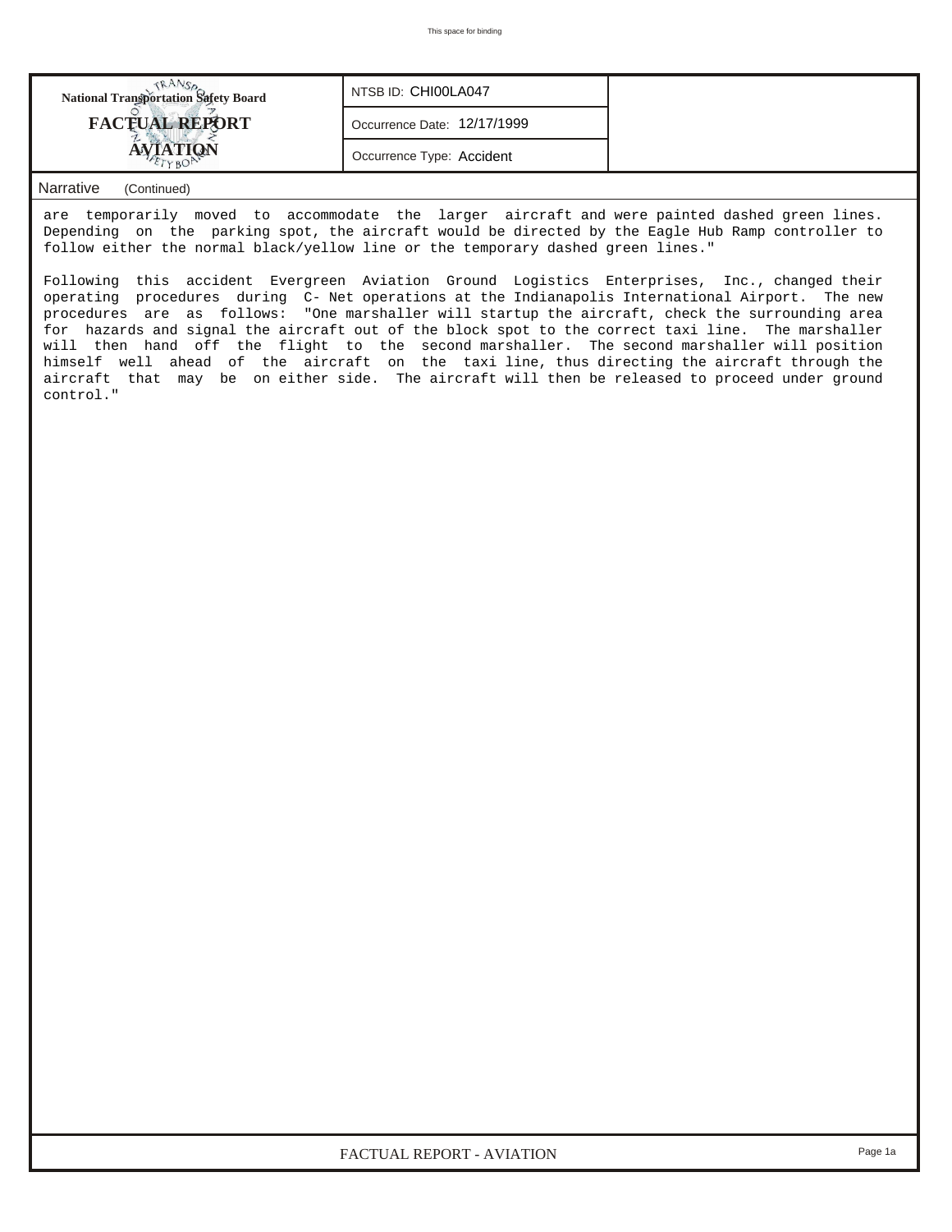| National Transportation Safety Board FACTUAL REPORT AVIATION | NTSB ID: CHI00LA047 |
| --- | --- |
| | Occurrence Date: 12/17/1999 |
| | Occurrence Type: Accident |

**Narrative** (Continued)

are temporarily moved to accommodate the larger aircraft and were painted dashed green lines. Depending on the parking spot, the aircraft would be directed by the Eagle Hub Ramp controller to follow either the normal black/yellow line or the temporary dashed green lines."

Following this accident Evergreen Aviation Ground Logistics Enterprises, Inc., changed their operating procedures during C- Net operations at the Indianapolis International Airport. The new procedures are as follows: "One marshaller will startup the aircraft, check the surrounding area for hazards and signal the aircraft out of the block spot to the correct taxi line. The marshaller will then hand off the flight to the second marshaller. The second marshaller will position himself well ahead of the aircraft on the taxi line, thus directing the aircraft through the aircraft that may be on either side. The aircraft will then be released to proceed under ground control."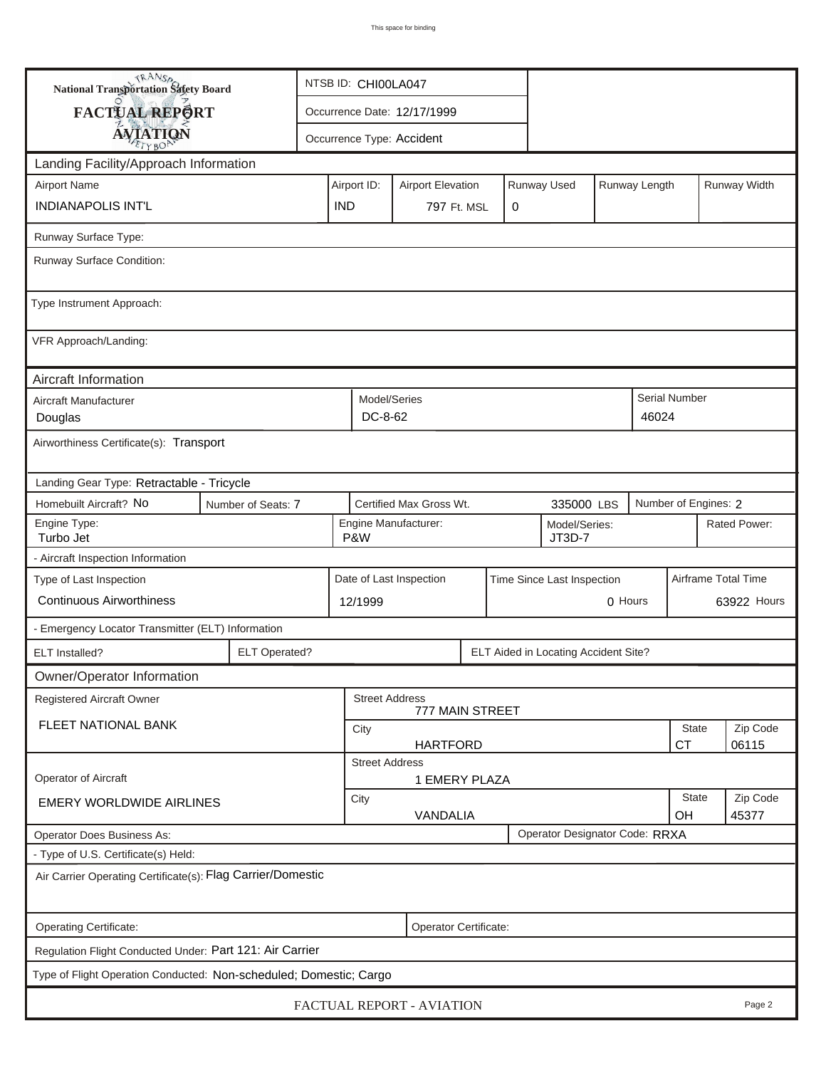**National Transportation Safety Board**

**FACTUAL REPORT**

**AVIATION**

NTSB ID: CHI00LA047

Occurrence Date: 12/17/1999

Occurrence Type: Accident

## Landing Facility/Approach Information

| Airport Name | Airport ID: | Airport Elevation | Runway Used | Runway Length | Runway Width |
|---|---|---|---|---|---|
| INDIANAPOLIS INT'L | IND | 797 Ft. MSL | 0 | | |

Runway Surface Type:

Runway Surface Condition:

Type Instrument Approach:

VFR Approach/Landing:

## Aircraft Information

| Aircraft Manufacturer | Model/Series | Serial Number |
|---|---|---|
| Douglas | DC-8-62 | 46024 |

Airworthiness Certificate(s): Transport

Landing Gear Type: Retractable - Tricycle

| Homebuilt Aircraft? No | Number of Seats: 7 | Certified Max Gross Wt. | 335000 LBS | Number of Engines: 2 |
|---|---|---|---|---|

| Engine Type: | Engine Manufacturer: | Model/Series: | Rated Power: |
|---|---|---|---|
| Turbo Jet | P&W | JT3D-7 | |

- Aircraft Inspection Information

| Type of Last Inspection | Date of Last Inspection | Time Since Last Inspection | Airframe Total Time |
|---|---|---|---|
| Continuous Airworthiness | 12/1999 | 0 Hours | 63922 Hours |

- Emergency Locator Transmitter (ELT) Information

| ELT Installed? | ELT Operated? | ELT Aided in Locating Accident Site? |
|---|---|---|

## Owner/Operator Information

| Registered Aircraft Owner | Street Address | City | State | Zip Code |
|---|---|---|---|---|
| FLEET NATIONAL BANK | 777 MAIN STREET | HARTFORD | CT | 06115 |

| Operator of Aircraft | Street Address | City | State | Zip Code |
|---|---|---|---|---|
| EMERY WORLDWIDE AIRLINES | 1 EMERY PLAZA | VANDALIA | OH | 45377 |

Operator Does Business As:

Operator Designator Code: RRXA

- Type of U.S. Certificate(s) Held:

Air Carrier Operating Certificate(s): Flag Carrier/Domestic

Operating Certificate:

Operator Certificate:

Regulation Flight Conducted Under: Part 121: Air Carrier

Type of Flight Operation Conducted: Non-scheduled; Domestic; Cargo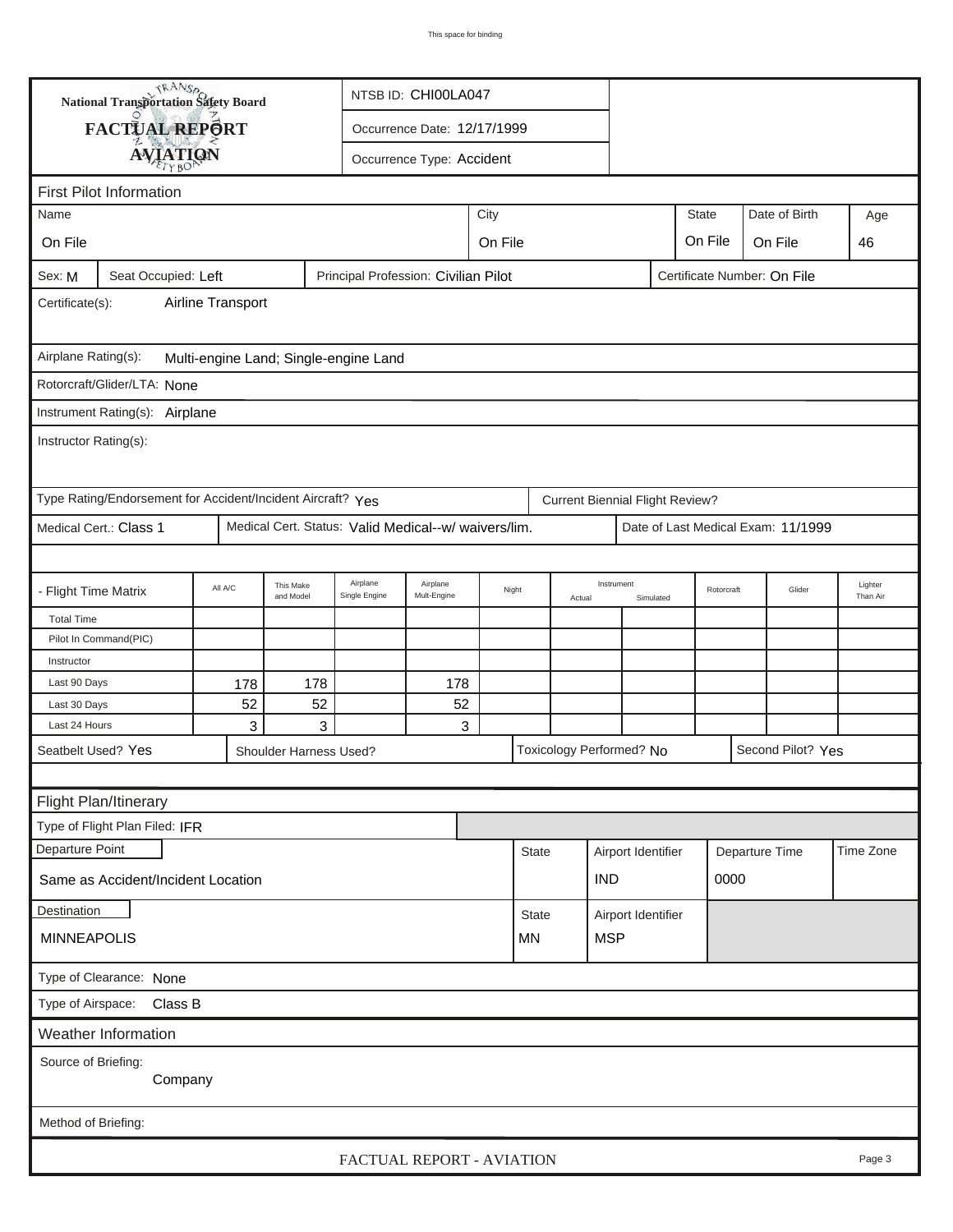National Transportation Safety Board

**FACTUAL REPORT**

**AVIATION**

NTSB ID: CHI00LA047

Occurrence Date: 12/17/1999

Occurrence Type: Accident

## First Pilot Information

| Name | City | State | Date of Birth | Age |
|---|---|---|---|---|
| On File | On File | On File | On File | 46 |

Sex: M | Seat Occupied: Left | Principal Profession: Civilian Pilot | Certificate Number: On File

Certificate(s): Airline Transport

Airplane Rating(s): Multi-engine Land; Single-engine Land

Rotorcraft/Glider/LTA: None

Instrument Rating(s): Airplane

Instructor Rating(s):

Type Rating/Endorsement for Accident/Incident Aircraft? Yes | Current Biennial Flight Review?

Medical Cert.: Class 1 | Medical Cert. Status: Valid Medical--w/ waivers/lim. | Date of Last Medical Exam: 11/1999

| - Flight Time Matrix | All A/C | This Make and Model | Airplane Single Engine | Airplane Mult-Engine | Night | Instrument Actual | Instrument Simulated | Rotorcraft | Glider | Lighter Than Air |
|---|---|---|---|---|---|---|---|---|---|---|
| Total Time | | | | | | | | | | |
| Pilot In Command(PIC) | | | | | | | | | | |
| Instructor | | | | | | | | | | |
| Last 90 Days | 178 | 178 | | 178 | | | | | | |
| Last 30 Days | 52 | 52 | | 52 | | | | | | |
| Last 24 Hours | 3 | 3 | | 3 | | | | | | |

Seatbelt Used? Yes | Shoulder Harness Used? | Toxicology Performed? No | Second Pilot? Yes

## Flight Plan/Itinerary

Type of Flight Plan Filed: IFR

| Departure Point | State | Airport Identifier | Departure Time | Time Zone |
|---|---|---|---|---|
| Same as Accident/Incident Location | | IND | 0000 | |

| Destination | State | Airport Identifier |
|---|---|---|
| MINNEAPOLIS | MN | MSP |

Type of Clearance: None

Type of Airspace: Class B

## Weather Information

Source of Briefing: Company

Method of Briefing: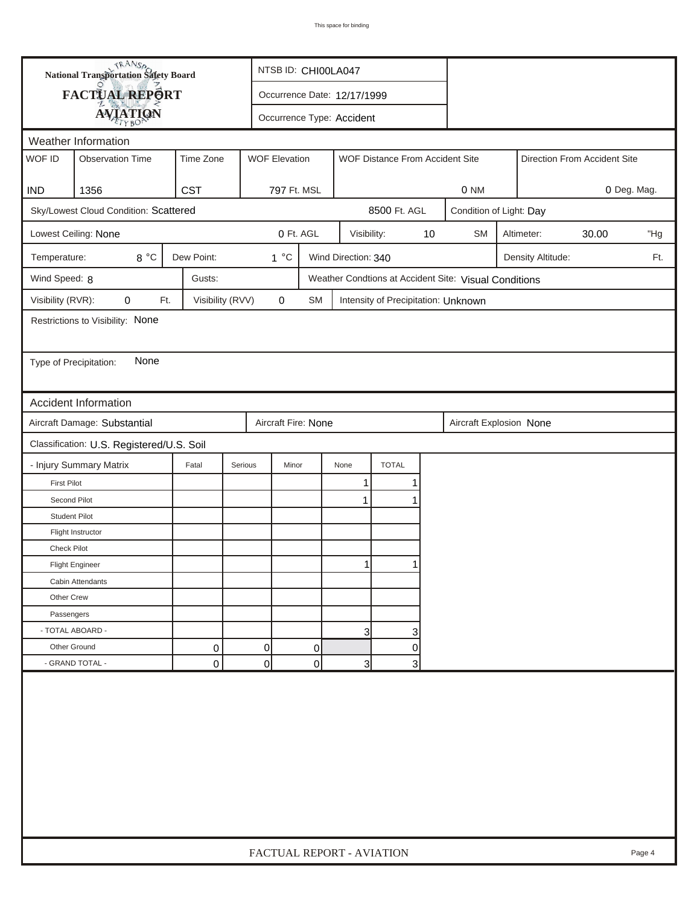# National Transportation Safety Board FACTUAL REPORT AVIATION

NTSB ID: CHI00LA047

Occurrence Date: 12/17/1999

Occurrence Type: Accident

## Weather Information

| WOF ID | Observation Time | Time Zone | WOF Elevation | WOF Distance From Accident Site | Direction From Accident Site |
|---|---|---|---|---|---|
| IND | 1356 | CST | 797 Ft. MSL | 0 NM | 0 Deg. Mag. |

Sky/Lowest Cloud Condition: Scattered 8500 Ft. AGL

Condition of Light: Day

Lowest Ceiling: None 0 Ft. AGL

Visibility: 10 SM

Altimeter: 30.00 "Hg

Temperature: 8 °C

Dew Point: 1 °C

Wind Direction: 340

Density Altitude: Ft.

Wind Speed: 8

Gusts:

Weather Condtions at Accident Site: Visual Conditions

Visibility (RVR): 0 Ft.

Visibility (RVV) 0 SM

Intensity of Precipitation: Unknown

Restrictions to Visibility: None

Type of Precipitation: None

## Accident Information

Aircraft Damage: Substantial

Aircraft Fire: None

Aircraft Explosion None

Classification: U.S. Registered/U.S. Soil

| - Injury Summary Matrix | Fatal | Serious | Minor | None | TOTAL |
|---|---|---|---|---|---|
| First Pilot | | | | 1 | 1 |
| Second Pilot | | | | 1 | 1 |
| Student Pilot | | | | | |
| Flight Instructor | | | | | |
| Check Pilot | | | | | |
| Flight Engineer | | | | 1 | 1 |
| Cabin Attendants | | | | | |
| Other Crew | | | | | |
| Passengers | | | | | |
| - TOTAL ABOARD - | | | | 3 | 3 |
| Other Ground | 0 | 0 | 0 | | 0 |
| - GRAND TOTAL - | 0 | 0 | 0 | 3 | 3 |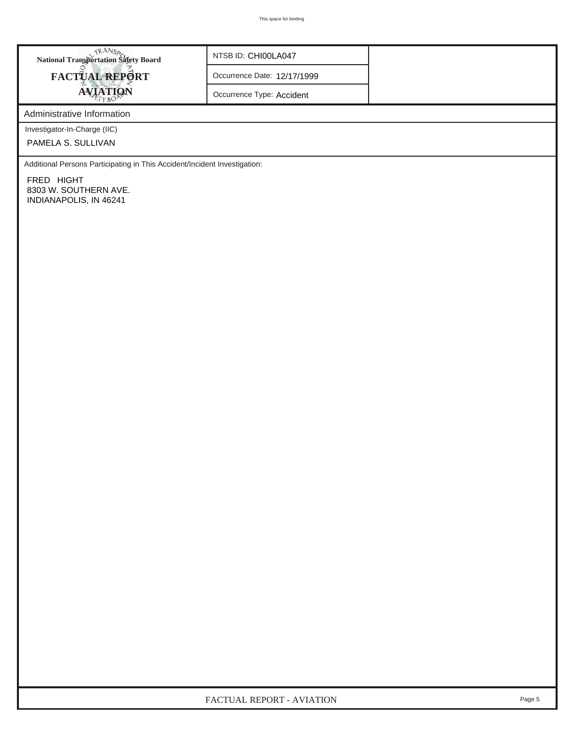**National Transportation Safety Board**

**FACTUAL REPORT**

**AVIATION**

| | |
|---|---|
| NTSB ID: CHI00LA047 | |
| Occurrence Date: 12/17/1999 | |
| Occurrence Type: Accident | |

## Administrative Information

Investigator-In-Charge (IIC)

PAMELA S. SULLIVAN

Additional Persons Participating in This Accident/Incident Investigation:

FRED HIGHT
8303 W. SOUTHERN AVE.
INDIANAPOLIS, IN 46241